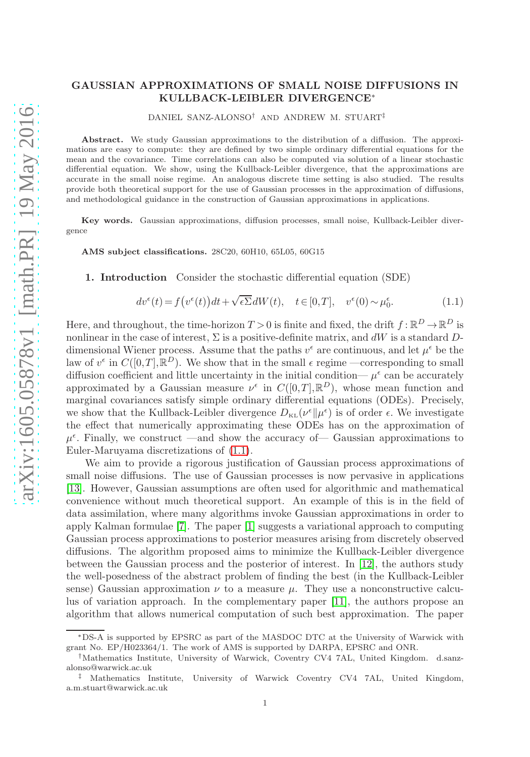# GAUSSIAN APPROXIMATIONS OF SMALL NOISE DIFFUSIONS IN KULLBACK-LEIBLER DIVERGENCE*

DANIEL SANZ-ALONSO† AND ANDREW M. STUART‡

**Abstract.** We study Gaussian approximations to the distribution of a diffusion. The approximations are easy to compute: they are defined by two simple ordinary differential equations for the mean and the covariance. Time correlations can also be computed via solution of a linear stochastic differential equation. We show, using the Kullback-Leibler divergence, that the approximations are accurate in the small noise regime. An analogous discrete time setting is also studied. The results provide both theoretical support for the use of Gaussian processes in the approximation of diffusions, and methodological guidance in the construction of Gaussian approximations in applications.

**Key words.** Gaussian approximations, diffusion processes, small noise, Kullback-Leibler divergence

**AMS subject classifications.** 28C20, 60H10, 65L05, 60G15

## 1. Introduction

Consider the stochastic differential equation (SDE)

$$dv^\epsilon(t) = f\big(v^\epsilon(t)\big)dt + \sqrt{\epsilon\Sigma}\,dW(t), \quad t\in[0,T], \quad v^\epsilon(0)\sim\mu_0^\epsilon. \tag{1.1}$$

Here, and throughout, the time-horizon $T>0$ is finite and fixed, the drift $f:\mathbb{R}^D\to\mathbb{R}^D$ is nonlinear in the case of interest, $\Sigma$ is a positive-definite matrix, and $dW$ is a standard $D$-dimensional Wiener process. Assume that the paths $v^\epsilon$ are continuous, and let $\mu^\epsilon$ be the law of $v^\epsilon$ in $C([0,T],\mathbb{R}^D)$. We show that in the small $\epsilon$ regime —corresponding to small diffusion coefficient and little uncertainty in the initial condition— $\mu^\epsilon$ can be accurately approximated by a Gaussian measure $\nu^\epsilon$ in $C([0,T],\mathbb{R}^D)$, whose mean function and marginal covariances satisfy simple ordinary differential equations (ODEs). Precisely, we show that the Kullback-Leibler divergence $D_{\mathrm{KL}}(\nu^\epsilon\|\mu^\epsilon)$ is of order $\epsilon$. We investigate the effect that numerically approximating these ODEs has on the approximation of $\mu^\epsilon$. Finally, we construct —and show the accuracy of— Gaussian approximations to Euler-Maruyama discretizations of (1.1).

We aim to provide a rigorous justification of Gaussian process approximations of small noise diffusions. The use of Gaussian processes is now pervasive in applications [13]. However, Gaussian assumptions are often used for algorithmic and mathematical convenience without much theoretical support. An example of this is in the field of data assimilation, where many algorithms invoke Gaussian approximations in order to apply Kalman formulae [7]. The paper [1] suggests a variational approach to computing Gaussian process approximations to posterior measures arising from discretely observed diffusions. The algorithm proposed aims to minimize the Kullback-Leibler divergence between the Gaussian process and the posterior of interest. In [12], the authors study the well-posedness of the abstract problem of finding the best (in the Kullback-Leibler sense) Gaussian approximation $\nu$ to a measure $\mu$. They use a nonconstructive calculus of variation approach. In the complementary paper [11], the authors propose an algorithm that allows numerical computation of such best approximation. The paper

---

*DS-A is supported by EPSRC as part of the MASDOC DTC at the University of Warwick with grant No. EP/H023364/1. The work of AMS is supported by DARPA, EPSRC and ONR.

†Mathematics Institute, University of Warwick, Coventry CV4 7AL, United Kingdom. d.sanz-alonso@warwick.ac.uk

‡ Mathematics Institute, University of Warwick Coventry CV4 7AL, United Kingdom, a.m.stuart@warwick.ac.uk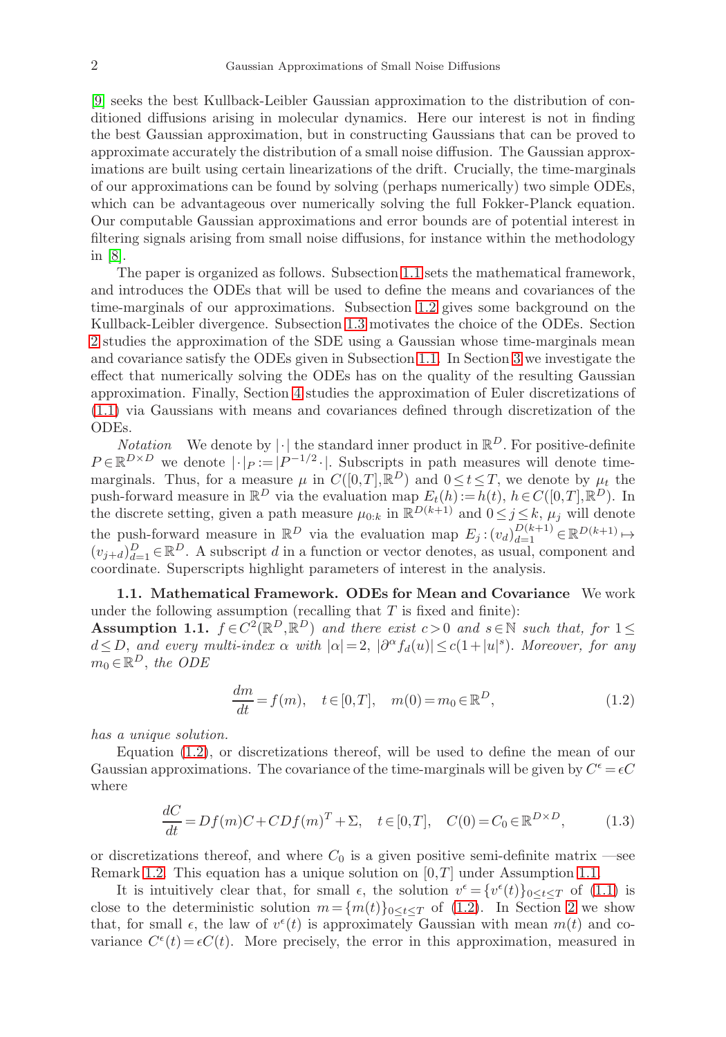[9] seeks the best Kullback-Leibler Gaussian approximation to the distribution of conditioned diffusions arising in molecular dynamics. Here our interest is not in finding the best Gaussian approximation, but in constructing Gaussians that can be proved to approximate accurately the distribution of a small noise diffusion. The Gaussian approximations are built using certain linearizations of the drift. Crucially, the time-marginals of our approximations can be found by solving (perhaps numerically) two simple ODEs, which can be advantageous over numerically solving the full Fokker-Planck equation. Our computable Gaussian approximations and error bounds are of potential interest in filtering signals arising from small noise diffusions, for instance within the methodology in [8].

The paper is organized as follows. Subsection 1.1 sets the mathematical framework, and introduces the ODEs that will be used to define the means and covariances of the time-marginals of our approximations. Subsection 1.2 gives some background on the Kullback-Leibler divergence. Subsection 1.3 motivates the choice of the ODEs. Section 2 studies the approximation of the SDE using a Gaussian whose time-marginals mean and covariance satisfy the ODEs given in Subsection 1.1. In Section 3 we investigate the effect that numerically solving the ODEs has on the quality of the resulting Gaussian approximation. Finally, Section 4 studies the approximation of Euler discretizations of (1.1) via Gaussians with means and covariances defined through discretization of the ODEs.

*Notation* We denote by $|\cdot|$ the standard inner product in $\mathbb{R}^D$. For positive-definite $P \in \mathbb{R}^{D\times D}$ we denote $|\cdot|_P := |P^{-1/2}\cdot|$. Subscripts in path measures will denote time-marginals. Thus, for a measure $\mu$ in $C([0,T],\mathbb{R}^D)$ and $0 \le t \le T$, we denote by $\mu_t$ the push-forward measure in $\mathbb{R}^D$ via the evaluation map $E_t(h) := h(t)$, $h \in C([0,T],\mathbb{R}^D)$. In the discrete setting, given a path measure $\mu_{0:k}$ in $\mathbb{R}^{D(k+1)}$ and $0 \le j \le k$, $\mu_j$ will denote the push-forward measure in $\mathbb{R}^D$ via the evaluation map $E_j : (v_d)_{d=1}^{D(k+1)} \in \mathbb{R}^{D(k+1)} \mapsto (v_{j+d})_{d=1}^{D} \in \mathbb{R}^D$. A subscript $d$ in a function or vector denotes, as usual, component and coordinate. Superscripts highlight parameters of interest in the analysis.

### 1.1. Mathematical Framework. ODEs for Mean and Covariance

We work under the following assumption (recalling that $T$ is fixed and finite):

**Assumption 1.1.** *$f \in C^2(\mathbb{R}^D,\mathbb{R}^D)$ and there exist $c > 0$ and $s \in \mathbb{N}$ such that, for $1 \le d \le D$, and every multi-index $\alpha$ with $|\alpha| = 2$, $|\partial^\alpha f_d(u)| \le c(1+|u|^s)$. Moreover, for any $m_0 \in \mathbb{R}^D$, the ODE*

$$\frac{dm}{dt} = f(m), \quad t \in [0,T], \quad m(0) = m_0 \in \mathbb{R}^D, \tag{1.2}$$

*has a unique solution.*

Equation (1.2), or discretizations thereof, will be used to define the mean of our Gaussian approximations. The covariance of the time-marginals will be given by $C^\epsilon = \epsilon C$ where

$$\frac{dC}{dt} = Df(m)C + CDf(m)^T + \Sigma, \quad t \in [0,T], \quad C(0) = C_0 \in \mathbb{R}^{D\times D}, \tag{1.3}$$

or discretizations thereof, and where $C_0$ is a given positive semi-definite matrix —see Remark 1.2. This equation has a unique solution on $[0,T]$ under Assumption 1.1.

It is intuitively clear that, for small $\epsilon$, the solution $v^\epsilon = \{v^\epsilon(t)\}_{0\le t\le T}$ of (1.1) is close to the deterministic solution $m = \{m(t)\}_{0\le t\le T}$ of (1.2). In Section 2 we show that, for small $\epsilon$, the law of $v^\epsilon(t)$ is approximately Gaussian with mean $m(t)$ and covariance $C^\epsilon(t) = \epsilon C(t)$. More precisely, the error in this approximation, measured in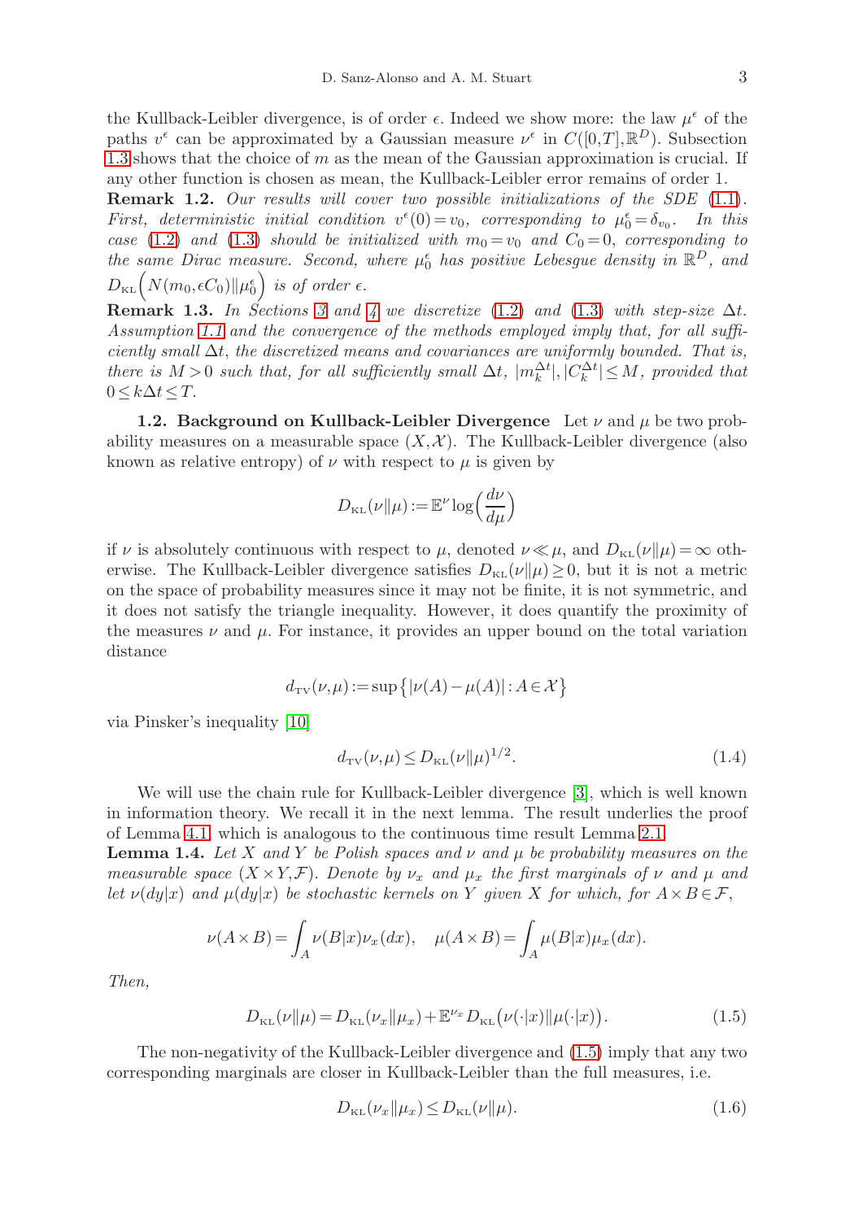the Kullback-Leibler divergence, is of order $\epsilon$. Indeed we show more: the law $\mu^\epsilon$ of the paths $v^\epsilon$ can be approximated by a Gaussian measure $\nu^\epsilon$ in $C([0,T],\mathbb{R}^D)$. Subsection 1.3 shows that the choice of $m$ as the mean of the Gaussian approximation is crucial. If any other function is chosen as mean, the Kullback-Leibler error remains of order 1.

**Remark 1.2.** *Our results will cover two possible initializations of the SDE (1.1). First, deterministic initial condition $v^\epsilon(0)=v_0$, corresponding to $\mu_0^\epsilon=\delta_{v_0}$. In this case (1.2) and (1.3) should be initialized with $m_0=v_0$ and $C_0=0$, corresponding to the same Dirac measure. Second, where $\mu_0^\epsilon$ has positive Lebesgue density in $\mathbb{R}^D$, and $D_{\mathrm{KL}}\Big(N(m_0,\epsilon C_0)\|\mu_0^\epsilon\Big)$ is of order $\epsilon$.*

**Remark 1.3.** *In Sections 3 and 4 we discretize (1.2) and (1.3) with step-size $\Delta t$. Assumption 1.1 and the convergence of the methods employed imply that, for all sufficiently small $\Delta t$, the discretized means and covariances are uniformly bounded. That is, there is $M>0$ such that, for all sufficiently small $\Delta t$, $|m_k^{\Delta t}|, |C_k^{\Delta t}|\le M$, provided that $0\le k\Delta t\le T$.*

### 1.2. Background on Kullback-Leibler Divergence

Let $\nu$ and $\mu$ be two probability measures on a measurable space $(X,\mathcal{X})$. The Kullback-Leibler divergence (also known as relative entropy) of $\nu$ with respect to $\mu$ is given by

$$D_{\mathrm{KL}}(\nu\|\mu):=\mathbb{E}^\nu \log\Big(\frac{d\nu}{d\mu}\Big)$$

if $\nu$ is absolutely continuous with respect to $\mu$, denoted $\nu\ll\mu$, and $D_{\mathrm{KL}}(\nu\|\mu)=\infty$ otherwise. The Kullback-Leibler divergence satisfies $D_{\mathrm{KL}}(\nu\|\mu)\ge 0$, but it is not a metric on the space of probability measures since it may not be finite, it is not symmetric, and it does not satisfy the triangle inequality. However, it does quantify the proximity of the measures $\nu$ and $\mu$. For instance, it provides an upper bound on the total variation distance

$$d_{\mathrm{TV}}(\nu,\mu):=\sup\big\{|\nu(A)-\mu(A)|:A\in\mathcal{X}\big\}$$

via Pinsker's inequality [10]

$$d_{\mathrm{TV}}(\nu,\mu)\le D_{\mathrm{KL}}(\nu\|\mu)^{1/2}. \tag{1.4}$$

We will use the chain rule for Kullback-Leibler divergence [3], which is well known in information theory. We recall it in the next lemma. The result underlies the proof of Lemma 4.1, which is analogous to the continuous time result Lemma 2.1.

**Lemma 1.4.** *Let $X$ and $Y$ be Polish spaces and $\nu$ and $\mu$ be probability measures on the measurable space $(X\times Y,\mathcal{F})$. Denote by $\nu_x$ and $\mu_x$ the first marginals of $\nu$ and $\mu$ and let $\nu(dy|x)$ and $\mu(dy|x)$ be stochastic kernels on $Y$ given $X$ for which, for $A\times B\in\mathcal{F}$,*

$$\nu(A\times B)=\int_A \nu(B|x)\nu_x(dx),\quad \mu(A\times B)=\int_A \mu(B|x)\mu_x(dx).$$

*Then,*

$$D_{\mathrm{KL}}(\nu\|\mu)=D_{\mathrm{KL}}(\nu_x\|\mu_x)+\mathbb{E}^{\nu_x}D_{\mathrm{KL}}\big(\nu(\cdot|x)\|\mu(\cdot|x)\big). \tag{1.5}$$

The non-negativity of the Kullback-Leibler divergence and (1.5) imply that any two corresponding marginals are closer in Kullback-Leibler than the full measures, i.e.

$$D_{\mathrm{KL}}(\nu_x\|\mu_x)\le D_{\mathrm{KL}}(\nu\|\mu). \tag{1.6}$$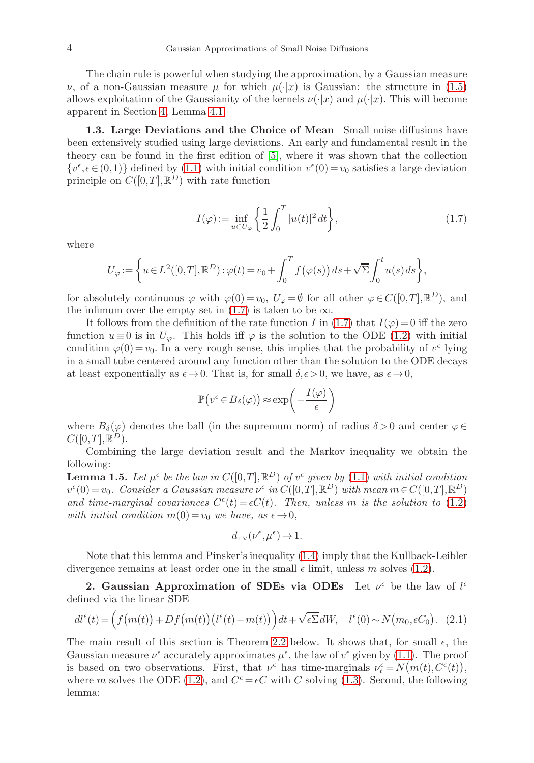The chain rule is powerful when studying the approximation, by a Gaussian measure $\nu$, of a non-Gaussian measure $\mu$ for which $\mu(\cdot|x)$ is Gaussian: the structure in (1.5) allows exploitation of the Gaussianity of the kernels $\nu(\cdot|x)$ and $\mu(\cdot|x)$. This will become apparent in Section 4, Lemma 4.1.

**1.3. Large Deviations and the Choice of Mean** Small noise diffusions have been extensively studied using large deviations. An early and fundamental result in the theory can be found in the first edition of [5], where it was shown that the collection $\{v^\epsilon, \epsilon \in (0,1)\}$ defined by (1.1) with initial condition $v^\epsilon(0) = v_0$ satisfies a large deviation principle on $C([0,T],\mathbb{R}^D)$ with rate function

$$I(\varphi) := \inf_{u \in U_\varphi} \left\{ \frac{1}{2} \int_0^T |u(t)|^2 \, dt \right\}, \tag{1.7}$$

where

$$U_\varphi := \left\{ u \in L^2([0,T],\mathbb{R}^D) : \varphi(t) = v_0 + \int_0^T f\big(\varphi(s)\big)\, ds + \sqrt{\Sigma} \int_0^t u(s)\, ds \right\},$$

for absolutely continuous $\varphi$ with $\varphi(0) = v_0$, $U_\varphi = \emptyset$ for all other $\varphi \in C([0,T],\mathbb{R}^D)$, and the infimum over the empty set in (1.7) is taken to be $\infty$.

It follows from the definition of the rate function $I$ in (1.7) that $I(\varphi) = 0$ iff the zero function $u \equiv 0$ is in $U_\varphi$. This holds iff $\varphi$ is the solution to the ODE (1.2) with initial condition $\varphi(0) = v_0$. In a very rough sense, this implies that the probability of $v^\epsilon$ lying in a small tube centered around any function other than the solution to the ODE decays at least exponentially as $\epsilon \to 0$. That is, for small $\delta, \epsilon > 0$, we have, as $\epsilon \to 0$,

$$\mathbb{P}\big(v^\epsilon \in B_\delta(\varphi)\big) \approx \exp\left( -\frac{I(\varphi)}{\epsilon} \right)$$

where $B_\delta(\varphi)$ denotes the ball (in the supremum norm) of radius $\delta > 0$ and center $\varphi \in C([0,T],\mathbb{R}^D)$.

Combining the large deviation result and the Markov inequality we obtain the following:

**Lemma 1.5.** *Let $\mu^\epsilon$ be the law in $C([0,T],\mathbb{R}^D)$ of $v^\epsilon$ given by (1.1) with initial condition $v^\epsilon(0) = v_0$. Consider a Gaussian measure $\nu^\epsilon$ in $C([0,T],\mathbb{R}^D)$ with mean $m \in C([0,T],\mathbb{R}^D)$ and time-marginal covariances $C^\epsilon(t) = \epsilon C(t)$. Then, unless $m$ is the solution to (1.2) with initial condition $m(0) = v_0$ we have, as $\epsilon \to 0$,*

$$d_{\text{TV}}(\nu^\epsilon, \mu^\epsilon) \to 1.$$

Note that this lemma and Pinsker's inequality (1.4) imply that the Kullback-Leibler divergence remains at least order one in the small $\epsilon$ limit, unless $m$ solves (1.2).

## 2. Gaussian Approximation of SDEs via ODEs

Let $\nu^\epsilon$ be the law of $l^\epsilon$ defined via the linear SDE

$$dl^\epsilon(t) = \Big( f\big(m(t)\big) + Df\big(m(t)\big)\big(l^\epsilon(t) - m(t)\big) \Big) dt + \sqrt{\epsilon\Sigma}\, dW, \quad l^\epsilon(0) \sim N\big(m_0, \epsilon C_0\big). \tag{2.1}$$

The main result of this section is Theorem 2.2 below. It shows that, for small $\epsilon$, the Gaussian measure $\nu^\epsilon$ accurately approximates $\mu^\epsilon$, the law of $v^\epsilon$ given by (1.1). The proof is based on two observations. First, that $\nu^\epsilon$ has time-marginals $\nu^\epsilon_t = N\big(m(t), C^\epsilon(t)\big)$, where $m$ solves the ODE (1.2), and $C^\epsilon = \epsilon C$ with $C$ solving (1.3). Second, the following lemma: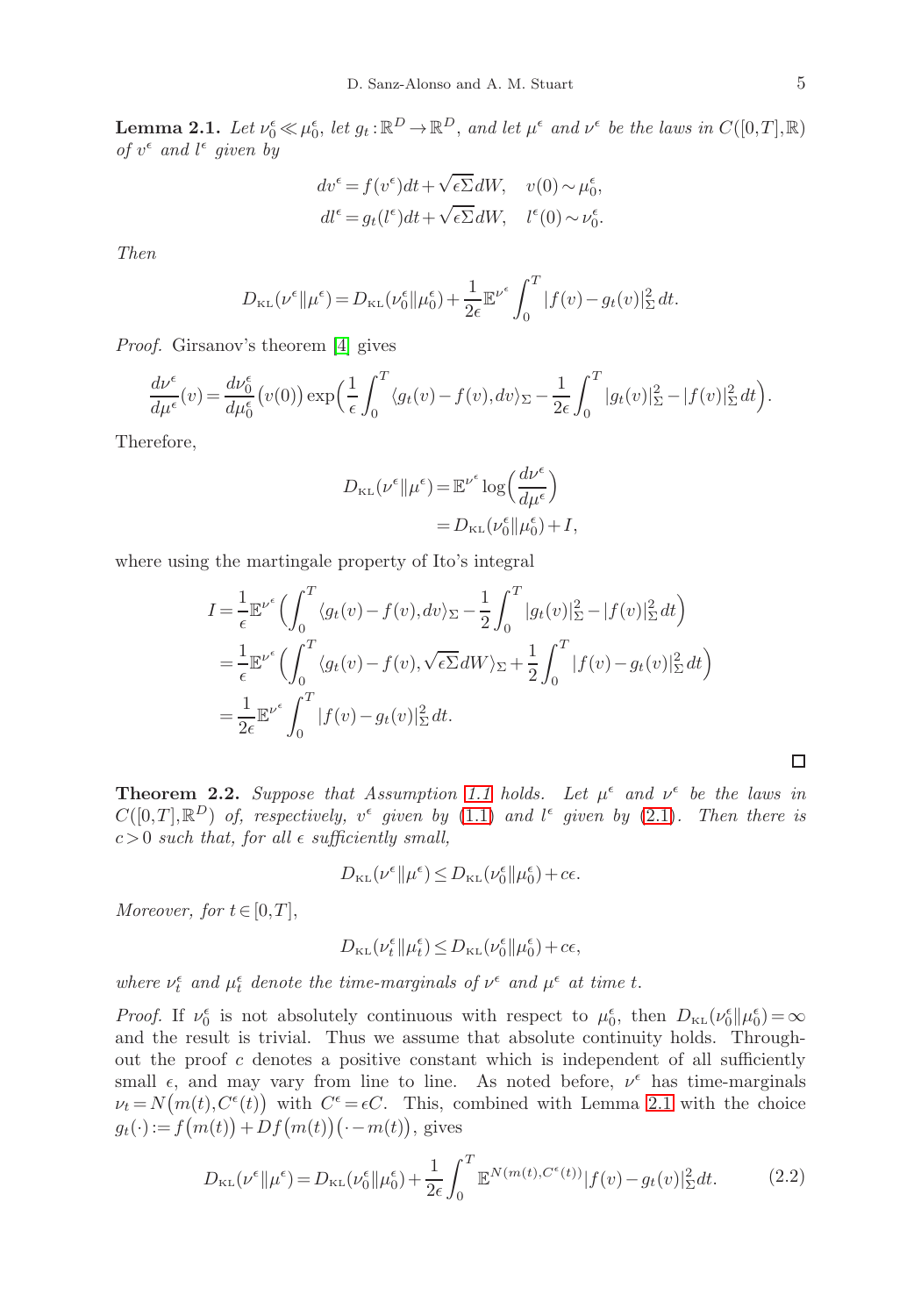**Lemma 2.1.** *Let $\nu_0^\epsilon \ll \mu_0^\epsilon$, let $g_t : \mathbb{R}^D \to \mathbb{R}^D$, and let $\mu^\epsilon$ and $\nu^\epsilon$ be the laws in $C([0,T],\mathbb{R})$ of $v^\epsilon$ and $l^\epsilon$ given by*

$$
\begin{aligned}
dv^\epsilon &= f(v^\epsilon)dt + \sqrt{\epsilon\Sigma}\,dW, \quad v(0) \sim \mu_0^\epsilon, \\
dl^\epsilon &= g_t(l^\epsilon)dt + \sqrt{\epsilon\Sigma}\,dW, \quad l^\epsilon(0) \sim \nu_0^\epsilon.
\end{aligned}
$$

*Then*

$$
D_{\text{KL}}(\nu^\epsilon \| \mu^\epsilon) = D_{\text{KL}}(\nu_0^\epsilon \| \mu_0^\epsilon) + \frac{1}{2\epsilon}\mathbb{E}^{\nu^\epsilon}\int_0^T |f(v) - g_t(v)|_\Sigma^2\, dt.
$$

*Proof.* Girsanov's theorem [4] gives

$$
\frac{d\nu^\epsilon}{d\mu^\epsilon}(v) = \frac{d\nu_0^\epsilon}{d\mu_0^\epsilon}\big(v(0)\big)\exp\Big(\frac{1}{\epsilon}\int_0^T \langle g_t(v) - f(v), dv\rangle_\Sigma - \frac{1}{2\epsilon}\int_0^T |g_t(v)|_\Sigma^2 - |f(v)|_\Sigma^2\, dt\Big).
$$

Therefore,

$$
\begin{aligned}
D_{\text{KL}}(\nu^\epsilon \| \mu^\epsilon) &= \mathbb{E}^{\nu^\epsilon}\log\Big(\frac{d\nu^\epsilon}{d\mu^\epsilon}\Big) \\
&= D_{\text{KL}}(\nu_0^\epsilon \| \mu_0^\epsilon) + I,
\end{aligned}
$$

where using the martingale property of Ito's integral

$$
\begin{aligned}
I &= \frac{1}{\epsilon}\mathbb{E}^{\nu^\epsilon}\Big(\int_0^T \langle g_t(v) - f(v), dv\rangle_\Sigma - \frac{1}{2}\int_0^T |g_t(v)|_\Sigma^2 - |f(v)|_\Sigma^2\, dt\Big) \\
&= \frac{1}{\epsilon}\mathbb{E}^{\nu^\epsilon}\Big(\int_0^T \langle g_t(v) - f(v), \sqrt{\epsilon\Sigma}\,dW\rangle_\Sigma + \frac{1}{2}\int_0^T |f(v) - g_t(v)|_\Sigma^2\, dt\Big) \\
&= \frac{1}{2\epsilon}\mathbb{E}^{\nu^\epsilon}\int_0^T |f(v) - g_t(v)|_\Sigma^2\, dt.
\end{aligned}
$$

□

**Theorem 2.2.** *Suppose that Assumption 1.1 holds. Let $\mu^\epsilon$ and $\nu^\epsilon$ be the laws in $C([0,T],\mathbb{R}^D)$ of, respectively, $v^\epsilon$ given by (1.1) and $l^\epsilon$ given by (2.1). Then there is $c > 0$ such that, for all $\epsilon$ sufficiently small,*

$$
D_{\text{KL}}(\nu^\epsilon \| \mu^\epsilon) \le D_{\text{KL}}(\nu_0^\epsilon \| \mu_0^\epsilon) + c\epsilon.
$$

*Moreover, for $t \in [0,T]$,*

$$
D_{\text{KL}}(\nu_t^\epsilon \| \mu_t^\epsilon) \le D_{\text{KL}}(\nu_0^\epsilon \| \mu_0^\epsilon) + c\epsilon,
$$

*where $\nu_t^\epsilon$ and $\mu_t^\epsilon$ denote the time-marginals of $\nu^\epsilon$ and $\mu^\epsilon$ at time $t$.*

*Proof.* If $\nu_0^\epsilon$ is not absolutely continuous with respect to $\mu_0^\epsilon$, then $D_{\text{KL}}(\nu_0^\epsilon \| \mu_0^\epsilon) = \infty$ and the result is trivial. Thus we assume that absolute continuity holds. Throughout the proof $c$ denotes a positive constant which is independent of all sufficiently small $\epsilon$, and may vary from line to line. As noted before, $\nu^\epsilon$ has time-marginals $\nu_t = N\big(m(t), C^\epsilon(t)\big)$ with $C^\epsilon = \epsilon C$. This, combined with Lemma 2.1 with the choice $g_t(\cdot) := f\big(m(t)\big) + Df\big(m(t)\big)\big(\cdot - m(t)\big)$, gives

$$
D_{\text{KL}}(\nu^\epsilon \| \mu^\epsilon) = D_{\text{KL}}(\nu_0^\epsilon \| \mu_0^\epsilon) + \frac{1}{2\epsilon}\int_0^T \mathbb{E}^{N(m(t), C^\epsilon(t))}|f(v) - g_t(v)|_\Sigma^2 dt. \tag{2.2}
$$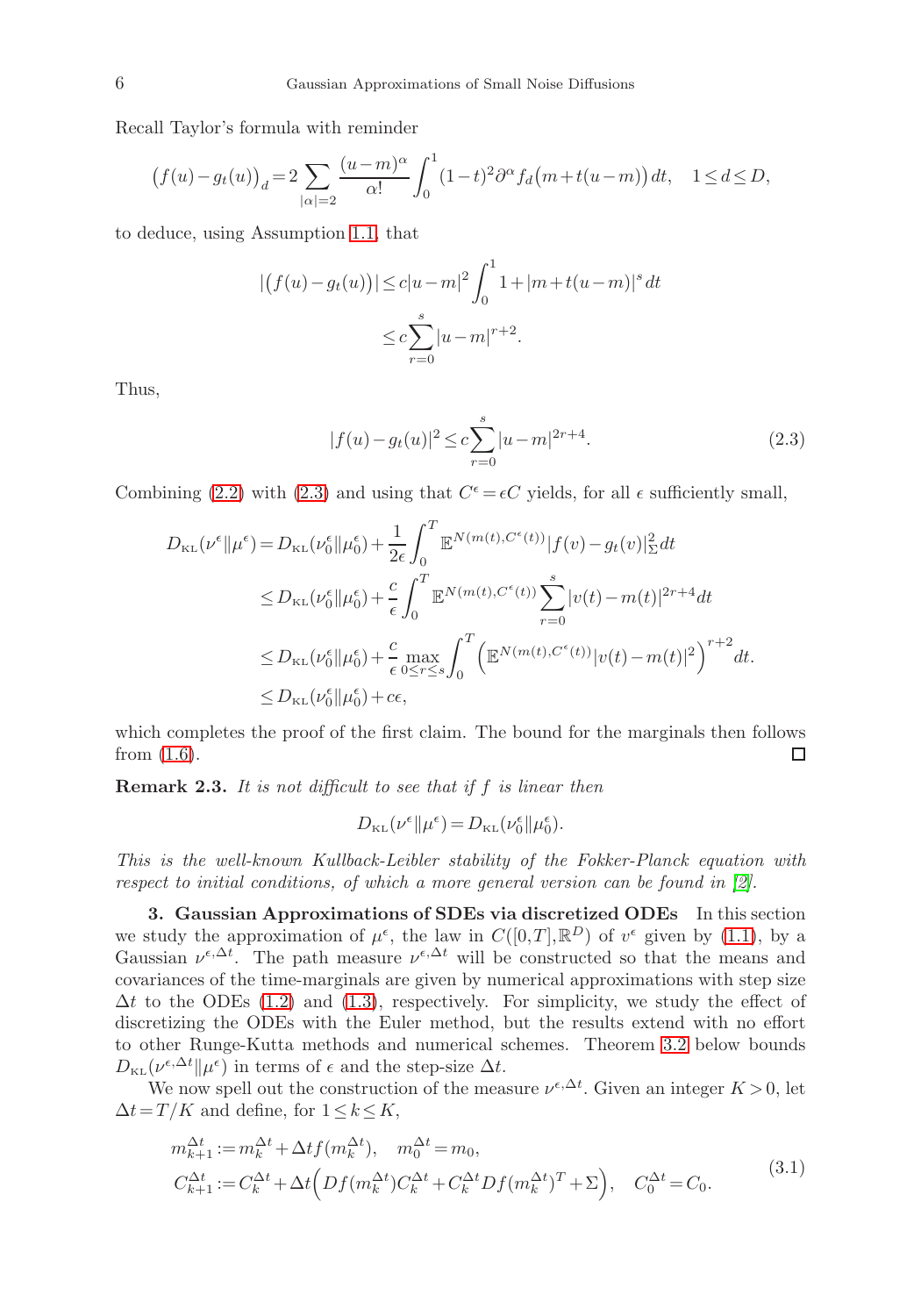Recall Taylor's formula with reminder

$$\big(f(u)-g_t(u)\big)_d = 2\sum_{|\alpha|=2}\frac{(u-m)^\alpha}{\alpha!}\int_0^1 (1-t)^2\partial^\alpha f_d\big(m+t(u-m)\big)\,dt, \quad 1\le d\le D,$$

to deduce, using Assumption 1.1, that

$$\begin{aligned}
|\big(f(u)-g_t(u)\big)| &\le c|u-m|^2\int_0^1 1+|m+t(u-m)|^s\,dt\\
&\le c\sum_{r=0}^s |u-m|^{r+2}.
\end{aligned}$$

Thus,

$$|f(u)-g_t(u)|^2 \le c\sum_{r=0}^s |u-m|^{2r+4}. \tag{2.3}$$

Combining (2.2) with (2.3) and using that $C^\epsilon=\epsilon C$ yields, for all $\epsilon$ sufficiently small,

$$\begin{aligned}
D_{\rm KL}(\nu^\epsilon\|\mu^\epsilon) &= D_{\rm KL}(\nu_0^\epsilon\|\mu_0^\epsilon)+\frac{1}{2\epsilon}\int_0^T \mathbb{E}^{N(m(t),C^\epsilon(t))}|f(v)-g_t(v)|_\Sigma^2\,dt\\
&\le D_{\rm KL}(\nu_0^\epsilon\|\mu_0^\epsilon)+\frac{c}{\epsilon}\int_0^T \mathbb{E}^{N(m(t),C^\epsilon(t))}\sum_{r=0}^s |v(t)-m(t)|^{2r+4}dt\\
&\le D_{\rm KL}(\nu_0^\epsilon\|\mu_0^\epsilon)+\frac{c}{\epsilon}\max_{0\le r\le s}\int_0^T \Big(\mathbb{E}^{N(m(t),C^\epsilon(t))}|v(t)-m(t)|^2\Big)^{r+2}dt.\\
&\le D_{\rm KL}(\nu_0^\epsilon\|\mu_0^\epsilon)+c\epsilon,
\end{aligned}$$

which completes the proof of the first claim. The bound for the marginals then follows from (1.6). ∎

**Remark 2.3.** *It is not difficult to see that if $f$ is linear then*

$$D_{\rm KL}(\nu^\epsilon\|\mu^\epsilon)=D_{\rm KL}(\nu_0^\epsilon\|\mu_0^\epsilon).$$

*This is the well-known Kullback-Leibler stability of the Fokker-Planck equation with respect to initial conditions, of which a more general version can be found in [2].*

## 3. Gaussian Approximations of SDEs via discretized ODEs

In this section we study the approximation of $\mu^\epsilon$, the law in $C([0,T],\mathbb{R}^D)$ of $v^\epsilon$ given by (1.1), by a Gaussian $\nu^{\epsilon,\Delta t}$. The path measure $\nu^{\epsilon,\Delta t}$ will be constructed so that the means and covariances of the time-marginals are given by numerical approximations with step size $\Delta t$ to the ODEs (1.2) and (1.3), respectively. For simplicity, we study the effect of discretizing the ODEs with the Euler method, but the results extend with no effort to other Runge-Kutta methods and numerical schemes. Theorem 3.2 below bounds $D_{\rm KL}(\nu^{\epsilon,\Delta t}\|\mu^\epsilon)$ in terms of $\epsilon$ and the step-size $\Delta t$.

We now spell out the construction of the measure $\nu^{\epsilon,\Delta t}$. Given an integer $K>0$, let $\Delta t = T/K$ and define, for $1\le k\le K$,

$$\begin{aligned}
m_{k+1}^{\Delta t} &:= m_k^{\Delta t}+\Delta t f(m_k^{\Delta t}), \quad m_0^{\Delta t}=m_0,\\
C_{k+1}^{\Delta t} &:= C_k^{\Delta t}+\Delta t\Big(Df(m_k^{\Delta t})C_k^{\Delta t}+C_k^{\Delta t}Df(m_k^{\Delta t})^T+\Sigma\Big), \quad C_0^{\Delta t}=C_0.
\end{aligned} \tag{3.1}$$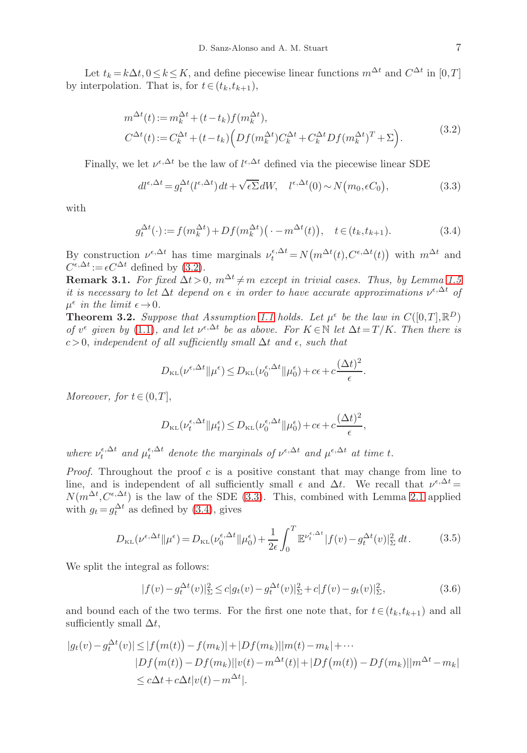Let $t_k = k\Delta t, 0 \le k \le K$, and define piecewise linear functions $m^{\Delta t}$ and $C^{\Delta t}$ in $[0,T]$ by interpolation. That is, for $t \in (t_k, t_{k+1})$,

$$
\begin{aligned}
m^{\Delta t}(t) &:= m_k^{\Delta t} + (t - t_k) f(m_k^{\Delta t}), \\
C^{\Delta t}(t) &:= C_k^{\Delta t} + (t - t_k)\Big( Df(m_k^{\Delta t}) C_k^{\Delta t} + C_k^{\Delta t} Df(m_k^{\Delta t})^T + \Sigma \Big).
\end{aligned}
\tag{3.2}
$$

Finally, we let $\nu^{\epsilon,\Delta t}$ be the law of $l^{\epsilon,\Delta t}$ defined via the piecewise linear SDE

$$
dl^{\epsilon,\Delta t} = g_t^{\Delta t}(l^{\epsilon,\Delta t})\,dt + \sqrt{\epsilon\Sigma}\,dW, \quad l^{\epsilon,\Delta t}(0) \sim N\big(m_0, \epsilon C_0\big), \tag{3.3}
$$

with

$$
g_t^{\Delta t}(\cdot) := f(m_k^{\Delta t}) + Df(m_k^{\Delta t})\big(\cdot - m^{\Delta t}(t)\big), \quad t \in (t_k, t_{k+1}). \tag{3.4}
$$

By construction $\nu^{\epsilon,\Delta t}$ has time marginals $\nu_t^{\epsilon,\Delta t} = N\big(m^{\Delta t}(t), C^{\epsilon,\Delta t}(t)\big)$ with $m^{\Delta t}$ and $C^{\epsilon,\Delta t} := \epsilon C^{\Delta t}$ defined by (3.2).

**Remark 3.1.** *For fixed $\Delta t > 0$, $m^{\Delta t} \ne m$ except in trivial cases. Thus, by Lemma 1.5 it is necessary to let $\Delta t$ depend on $\epsilon$ in order to have accurate approximations $\nu^{\epsilon,\Delta t}$ of $\mu^\epsilon$ in the limit $\epsilon \to 0$.*

**Theorem 3.2.** *Suppose that Assumption 1.1 holds. Let $\mu^\epsilon$ be the law in $C([0,T],\mathbb{R}^D)$ of $v^\epsilon$ given by (1.1), and let $\nu^{\epsilon,\Delta t}$ be as above. For $K \in \mathbb{N}$ let $\Delta t = T/K$. Then there is $c > 0$, independent of all sufficiently small $\Delta t$ and $\epsilon$, such that*

$$
D_{\rm KL}(\nu^{\epsilon,\Delta t} \| \mu^\epsilon) \le D_{\rm KL}(\nu_0^{\epsilon,\Delta t} \| \mu_0^\epsilon) + c\epsilon + c\frac{(\Delta t)^2}{\epsilon}.
$$

*Moreover, for $t \in (0,T]$,*

$$
D_{\rm KL}(\nu_t^{\epsilon,\Delta t} \| \mu_t^\epsilon) \le D_{\rm KL}(\nu_0^{\epsilon,\Delta t} \| \mu_0^\epsilon) + c\epsilon + c\frac{(\Delta t)^2}{\epsilon},
$$

*where $\nu_t^{\epsilon,\Delta t}$ and $\mu_t^{\epsilon,\Delta t}$ denote the marginals of $\nu^{\epsilon,\Delta t}$ and $\mu^{\epsilon,\Delta t}$ at time $t$.*

*Proof.* Throughout the proof $c$ is a positive constant that may change from line to line, and is independent of all sufficiently small $\epsilon$ and $\Delta t$. We recall that $\nu^{\epsilon,\Delta t} = N(m^{\Delta t}, C^{\epsilon,\Delta t})$ is the law of the SDE (3.3). This, combined with Lemma 2.1 applied with $g_t = g_t^{\Delta t}$ as defined by (3.4), gives

$$
D_{\rm KL}(\nu^{\epsilon,\Delta t} \| \mu^\epsilon) = D_{\rm KL}(\nu_0^{\epsilon,\Delta t} \| \mu_0^\epsilon) + \frac{1}{2\epsilon}\int_0^T \mathbb{E}^{\nu_t^{\epsilon,\Delta t}} |f(v) - g_t^{\Delta t}(v)|_\Sigma^2 \, dt. \tag{3.5}
$$

We split the integral as follows:

$$
|f(v) - g_t^{\Delta t}(v)|_\Sigma^2 \le c|g_t(v) - g_t^{\Delta t}(v)|_\Sigma^2 + c|f(v) - g_t(v)|_\Sigma^2, \tag{3.6}
$$

and bound each of the two terms. For the first one note that, for $t \in (t_k, t_{k+1})$ and all sufficiently small $\Delta t$,

$$
\begin{aligned}
|g_t(v) - g_t^{\Delta t}(v)| &\le |f\big(m(t)\big) - f(m_k)| + |Df(m_k)||m(t) - m_k| + \cdots \\
&\quad |Df\big(m(t)\big) - Df(m_k)||v(t) - m^{\Delta t}(t)| + |Df\big(m(t)\big) - Df(m_k)||m^{\Delta t} - m_k| \\
&\le c\Delta t + c\Delta t |v(t) - m^{\Delta t}|.
\end{aligned}
$$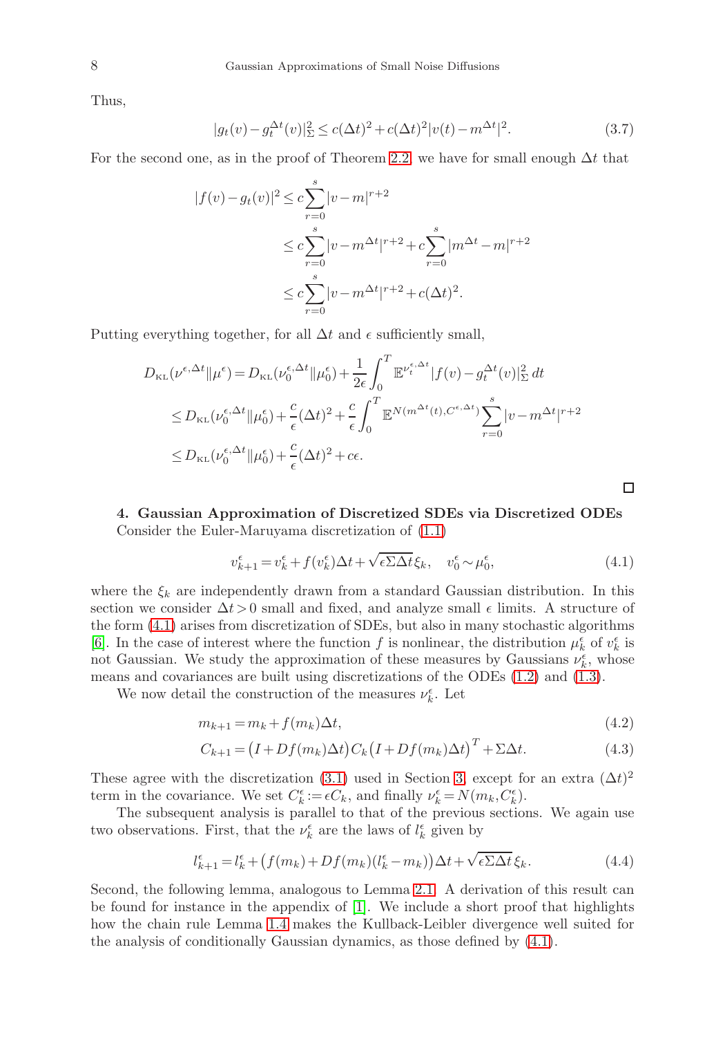Thus,

$$|g_t(v) - g_t^{\Delta t}(v)|_\Sigma^2 \le c(\Delta t)^2 + c(\Delta t)^2 |v(t) - m^{\Delta t}|^2. \tag{3.7}$$

For the second one, as in the proof of Theorem 2.2, we have for small enough $\Delta t$ that

$$\begin{aligned}
|f(v) - g_t(v)|^2 &\le c \sum_{r=0}^{s} |v - m|^{r+2} \\
&\le c \sum_{r=0}^{s} |v - m^{\Delta t}|^{r+2} + c \sum_{r=0}^{s} |m^{\Delta t} - m|^{r+2} \\
&\le c \sum_{r=0}^{s} |v - m^{\Delta t}|^{r+2} + c(\Delta t)^2.
\end{aligned}$$

Putting everything together, for all $\Delta t$ and $\epsilon$ sufficiently small,

$$\begin{aligned}
D_{\mathrm{KL}}(\nu^{\epsilon,\Delta t} \| \mu^\epsilon) &= D_{\mathrm{KL}}(\nu_0^{\epsilon,\Delta t} \| \mu_0^\epsilon) + \frac{1}{2\epsilon} \int_0^T \mathbb{E}^{\nu_t^{\epsilon,\Delta t}} |f(v) - g_t^{\Delta t}(v)|_\Sigma^2 \, dt \\
&\le D_{\mathrm{KL}}(\nu_0^{\epsilon,\Delta t} \| \mu_0^\epsilon) + \frac{c}{\epsilon}(\Delta t)^2 + \frac{c}{\epsilon} \int_0^T \mathbb{E}^{N(m^{\Delta t}(t), C^{\epsilon,\Delta t})} \sum_{r=0}^{s} |v - m^{\Delta t}|^{r+2} \\
&\le D_{\mathrm{KL}}(\nu_0^{\epsilon,\Delta t} \| \mu_0^\epsilon) + \frac{c}{\epsilon}(\Delta t)^2 + c\epsilon.
\end{aligned}$$

□

## 4. Gaussian Approximation of Discretized SDEs via Discretized ODEs

Consider the Euler-Maruyama discretization of (1.1)

$$v_{k+1}^\epsilon = v_k^\epsilon + f(v_k^\epsilon)\Delta t + \sqrt{\epsilon \Sigma \Delta t}\, \xi_k, \quad v_0^\epsilon \sim \mu_0^\epsilon, \tag{4.1}$$

where the $\xi_k$ are independently drawn from a standard Gaussian distribution. In this section we consider $\Delta t > 0$ small and fixed, and analyze small $\epsilon$ limits. A structure of the form (4.1) arises from discretization of SDEs, but also in many stochastic algorithms [6]. In the case of interest where the function $f$ is nonlinear, the distribution $\mu_k^\epsilon$ of $v_k^\epsilon$ is not Gaussian. We study the approximation of these measures by Gaussians $\nu_k^\epsilon$, whose means and covariances are built using discretizations of the ODEs (1.2) and (1.3).

We now detail the construction of the measures $\nu_k^\epsilon$. Let

$$m_{k+1} = m_k + f(m_k)\Delta t, \tag{4.2}$$

$$C_{k+1} = \big(I + Df(m_k)\Delta t\big) C_k \big(I + Df(m_k)\Delta t\big)^T + \Sigma \Delta t. \tag{4.3}$$

These agree with the discretization (3.1) used in Section 3, except for an extra $(\Delta t)^2$ term in the covariance. We set $C_k^\epsilon := \epsilon C_k$, and finally $\nu_k^\epsilon = N(m_k, C_k^\epsilon)$.

The subsequent analysis is parallel to that of the previous sections. We again use two observations. First, that the $\nu_k^\epsilon$ are the laws of $l_k^\epsilon$ given by

$$l_{k+1}^\epsilon = l_k^\epsilon + \big(f(m_k) + Df(m_k)(l_k^\epsilon - m_k)\big)\Delta t + \sqrt{\epsilon \Sigma \Delta t}\, \xi_k. \tag{4.4}$$

Second, the following lemma, analogous to Lemma 2.1. A derivation of this result can be found for instance in the appendix of [1]. We include a short proof that highlights how the chain rule Lemma 1.4 makes the Kullback-Leibler divergence well suited for the analysis of conditionally Gaussian dynamics, as those defined by (4.1).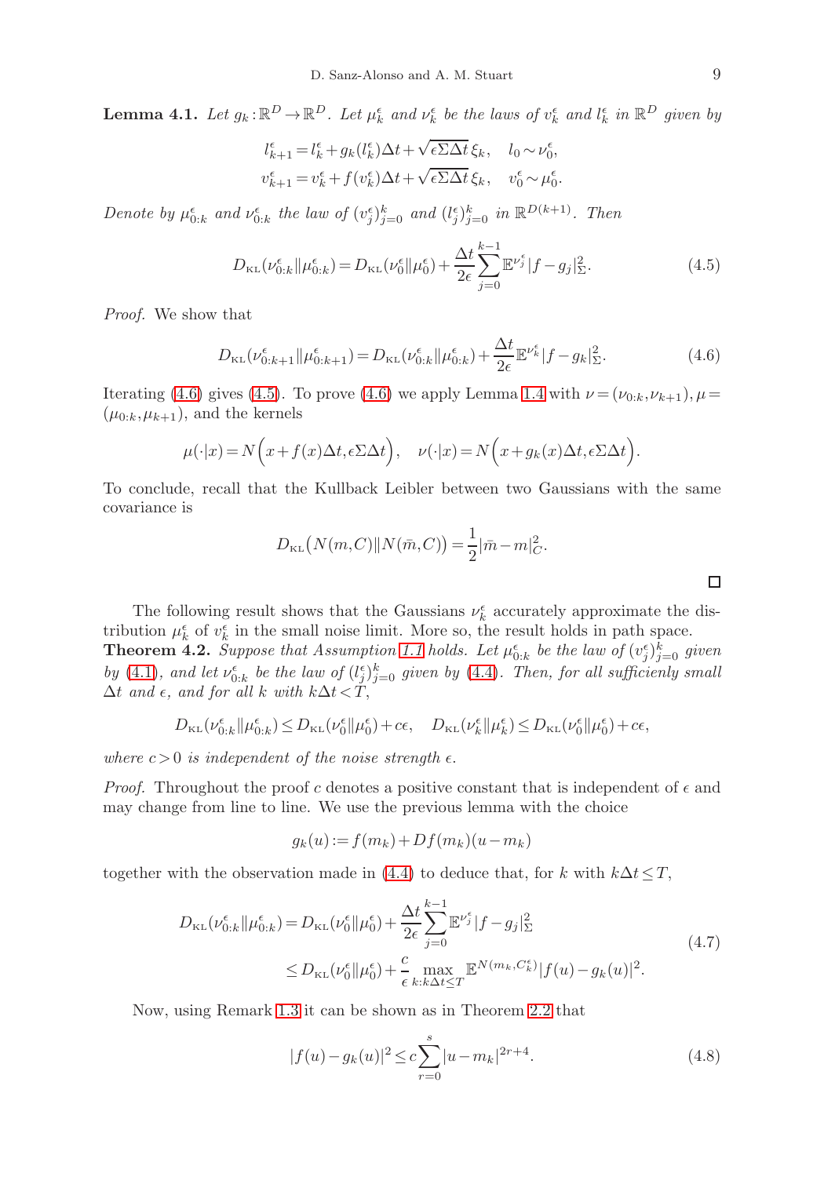**Lemma 4.1.** *Let $g_k : \mathbb{R}^D \to \mathbb{R}^D$. Let $\mu_k^\epsilon$ and $\nu_k^\epsilon$ be the laws of $v_k^\epsilon$ and $l_k^\epsilon$ in $\mathbb{R}^D$ given by*

$$l_{k+1}^\epsilon = l_k^\epsilon + g_k(l_k^\epsilon)\Delta t + \sqrt{\epsilon \Sigma \Delta t}\, \xi_k, \quad l_0 \sim \nu_0^\epsilon,$$
$$v_{k+1}^\epsilon = v_k^\epsilon + f(v_k^\epsilon)\Delta t + \sqrt{\epsilon \Sigma \Delta t}\, \xi_k, \quad v_0^\epsilon \sim \mu_0^\epsilon.$$

*Denote by $\mu_{0:k}^\epsilon$ and $\nu_{0:k}^\epsilon$ the law of $(v_j^\epsilon)_{j=0}^k$ and $(l_j^\epsilon)_{j=0}^k$ in $\mathbb{R}^{D(k+1)}$. Then*

$$D_{\rm KL}(\nu_{0:k}^\epsilon \| \mu_{0:k}^\epsilon) = D_{\rm KL}(\nu_0^\epsilon \| \mu_0^\epsilon) + \frac{\Delta t}{2\epsilon} \sum_{j=0}^{k-1} \mathbb{E}^{\nu_j^\epsilon} |f - g_j|_\Sigma^2. \tag{4.5}$$

*Proof.* We show that

$$D_{\rm KL}(\nu_{0:k+1}^\epsilon \| \mu_{0:k+1}^\epsilon) = D_{\rm KL}(\nu_{0:k}^\epsilon \| \mu_{0:k}^\epsilon) + \frac{\Delta t}{2\epsilon} \mathbb{E}^{\nu_k^\epsilon} |f - g_k|_\Sigma^2. \tag{4.6}$$

Iterating (4.6) gives (4.5). To prove (4.6) we apply Lemma 1.4 with $\nu = (\nu_{0:k}, \nu_{k+1})$, $\mu = (\mu_{0:k}, \mu_{k+1})$, and the kernels

$$\mu(\cdot|x) = N\Big(x + f(x)\Delta t, \epsilon \Sigma \Delta t\Big), \quad \nu(\cdot|x) = N\Big(x + g_k(x)\Delta t, \epsilon \Sigma \Delta t\Big).$$

To conclude, recall that the Kullback Leibler between two Gaussians with the same covariance is

$$D_{\rm KL}\big(N(m, C) \| N(\bar{m}, C)\big) = \frac{1}{2}|\bar{m} - m|_C^2.$$

□

The following result shows that the Gaussians $\nu_k^\epsilon$ accurately approximate the distribution $\mu_k^\epsilon$ of $v_k^\epsilon$ in the small noise limit. More so, the result holds in path space.

**Theorem 4.2.** *Suppose that Assumption 1.1 holds. Let $\mu_{0:k}^\epsilon$ be the law of $(v_j^\epsilon)_{j=0}^k$ given by (4.1), and let $\nu_{0:k}^\epsilon$ be the law of $(l_j^\epsilon)_{j=0}^k$ given by (4.4). Then, for all sufficiently small $\Delta t$ and $\epsilon$, and for all $k$ with $k\Delta t < T$,*

$$D_{\rm KL}(\nu_{0:k}^\epsilon \| \mu_{0:k}^\epsilon) \le D_{\rm KL}(\nu_0^\epsilon \| \mu_0^\epsilon) + c\epsilon, \quad D_{\rm KL}(\nu_k^\epsilon \| \mu_k^\epsilon) \le D_{\rm KL}(\nu_0^\epsilon \| \mu_0^\epsilon) + c\epsilon,$$

*where $c > 0$ is independent of the noise strength $\epsilon$.*

*Proof.* Throughout the proof $c$ denotes a positive constant that is independent of $\epsilon$ and may change from line to line. We use the previous lemma with the choice

$$g_k(u) := f(m_k) + Df(m_k)(u - m_k)$$

together with the observation made in (4.4) to deduce that, for $k$ with $k\Delta t \le T$,

$$\begin{aligned} D_{\rm KL}(\nu_{0:k}^\epsilon \| \mu_{0:k}^\epsilon) &= D_{\rm KL}(\nu_0^\epsilon \| \mu_0^\epsilon) + \frac{\Delta t}{2\epsilon} \sum_{j=0}^{k-1} \mathbb{E}^{\nu_j^\epsilon} |f - g_j|_\Sigma^2 \\ &\le D_{\rm KL}(\nu_0^\epsilon \| \mu_0^\epsilon) + \frac{c}{\epsilon} \max_{k : k\Delta t \le T} \mathbb{E}^{N(m_k, C_k^\epsilon)} |f(u) - g_k(u)|^2. \end{aligned} \tag{4.7}$$

Now, using Remark 1.3 it can be shown as in Theorem 2.2 that

$$|f(u) - g_k(u)|^2 \le c \sum_{r=0}^{s} |u - m_k|^{2r+4}. \tag{4.8}$$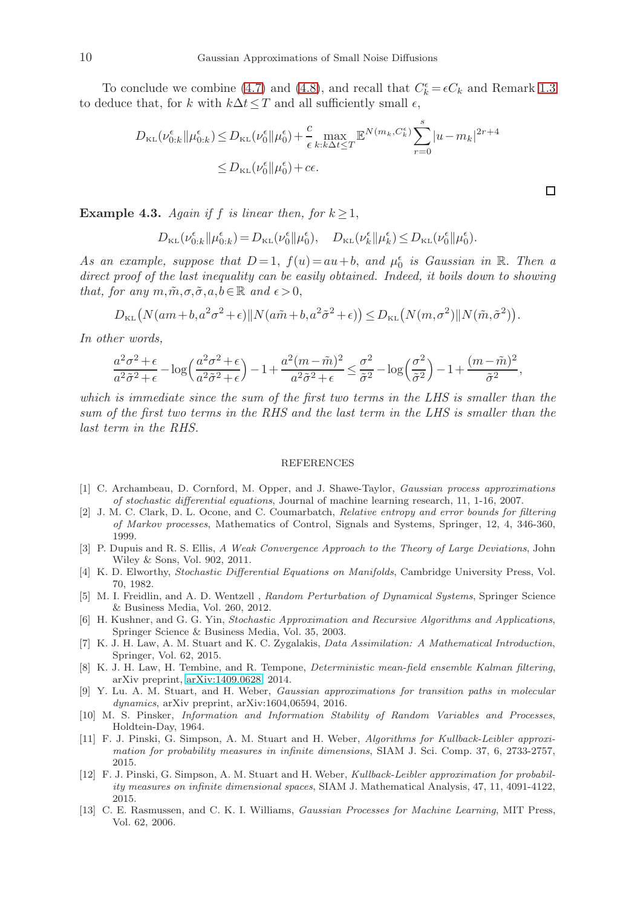To conclude we combine (4.7) and (4.8), and recall that $C_k^\epsilon = \epsilon C_k$ and Remark 1.3 to deduce that, for $k$ with $k\Delta t \le T$ and all sufficiently small $\epsilon$,

$$
\begin{aligned}
D_{\mathrm{KL}}(\nu_{0:k}^\epsilon \| \mu_{0:k}^\epsilon) &\le D_{\mathrm{KL}}(\nu_0^\epsilon \| \mu_0^\epsilon) + \frac{c}{\epsilon} \max_{k: k\Delta t \le T} \mathbb{E}^{N(m_k, C_k^\epsilon)} \sum_{r=0}^{s} |u - m_k|^{2r+4} \\
&\le D_{\mathrm{KL}}(\nu_0^\epsilon \| \mu_0^\epsilon) + c\epsilon.
\end{aligned}
$$

∎

**Example 4.3.** *Again if $f$ is linear then, for $k \ge 1$,*

$$
D_{\mathrm{KL}}(\nu_{0:k}^\epsilon \| \mu_{0:k}^\epsilon) = D_{\mathrm{KL}}(\nu_0^\epsilon \| \mu_0^\epsilon), \quad D_{\mathrm{KL}}(\nu_k^\epsilon \| \mu_k^\epsilon) \le D_{\mathrm{KL}}(\nu_0^\epsilon \| \mu_0^\epsilon).
$$

*As an example, suppose that $D = 1$, $f(u) = au + b$, and $\mu_0^\epsilon$ is Gaussian in $\mathbb{R}$. Then a direct proof of the last inequality can be easily obtained. Indeed, it boils down to showing that, for any $m, \tilde{m}, \sigma, \tilde{\sigma}, a, b \in \mathbb{R}$ and $\epsilon > 0$,*

$$
D_{\mathrm{KL}}\big(N(am+b, a^2\sigma^2 + \epsilon) \| N(a\tilde{m}+b, a^2\tilde{\sigma}^2 + \epsilon)\big) \le D_{\mathrm{KL}}\big(N(m, \sigma^2) \| N(\tilde{m}, \tilde{\sigma}^2)\big).
$$

*In other words,*

$$
\frac{a^2\sigma^2 + \epsilon}{a^2\tilde{\sigma}^2 + \epsilon} - \log\Big(\frac{a^2\sigma^2 + \epsilon}{a^2\tilde{\sigma}^2 + \epsilon}\Big) - 1 + \frac{a^2(m - \tilde{m})^2}{a^2\tilde{\sigma}^2 + \epsilon} \le \frac{\sigma^2}{\tilde{\sigma}^2} - \log\Big(\frac{\sigma^2}{\tilde{\sigma}^2}\Big) - 1 + \frac{(m - \tilde{m})^2}{\tilde{\sigma}^2},
$$

*which is immediate since the sum of the first two terms in the LHS is smaller than the sum of the first two terms in the RHS and the last term in the LHS is smaller than the last term in the RHS.*

## REFERENCES

[1] C. Archambeau, D. Cornford, M. Opper, and J. Shawe-Taylor, *Gaussian process approximations of stochastic differential equations*, Journal of machine learning research, 11, 1-16, 2007.

[2] J. M. C. Clark, D. L. Ocone, and C. Coumarbatch, *Relative entropy and error bounds for filtering of Markov processes*, Mathematics of Control, Signals and Systems, Springer, 12, 4, 346-360, 1999.

[3] P. Dupuis and R. S. Ellis, *A Weak Convergence Approach to the Theory of Large Deviations*, John Wiley & Sons, Vol. 902, 2011.

[4] K. D. Elworthy, *Stochastic Differential Equations on Manifolds*, Cambridge University Press, Vol. 70, 1982.

[5] M. I. Freidlin, and A. D. Wentzell , *Random Perturbation of Dynamical Systems*, Springer Science & Business Media, Vol. 260, 2012.

[6] H. Kushner, and G. G. Yin, *Stochastic Approximation and Recursive Algorithms and Applications*, Springer Science & Business Media, Vol. 35, 2003.

[7] K. J. H. Law, A. M. Stuart and K. C. Zygalakis, *Data Assimilation: A Mathematical Introduction*, Springer, Vol. 62, 2015.

[8] K. J. H. Law, H. Tembine, and R. Tempone, *Deterministic mean-field ensemble Kalman filtering*, arXiv preprint, arXiv:1409.0628, 2014.

[9] Y. Lu. A. M. Stuart, and H. Weber, *Gaussian approximations for transition paths in molecular dynamics*, arXiv preprint, arXiv:1604,06594, 2016.

[10] M. S. Pinsker, *Information and Information Stability of Random Variables and Processes*, Holdtein-Day, 1964.

[11] F. J. Pinski, G. Simpson, A. M. Stuart and H. Weber, *Algorithms for Kullback-Leibler approximation for probability measures in infinite dimensions*, SIAM J. Sci. Comp. 37, 6, 2733-2757, 2015.

[12] F. J. Pinski, G. Simpson, A. M. Stuart and H. Weber, *Kullback-Leibler approximation for probability measures on infinite dimensional spaces*, SIAM J. Mathematical Analysis, 47, 11, 4091-4122, 2015.

[13] C. E. Rasmussen, and C. K. I. Williams, *Gaussian Processes for Machine Learning*, MIT Press, Vol. 62, 2006.